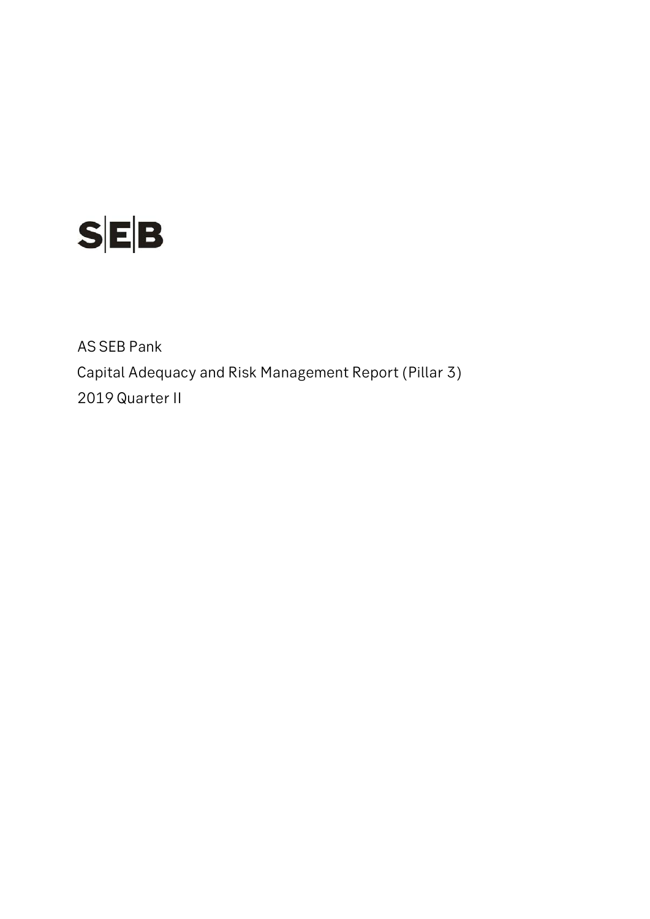SEB

AS SEB Pank

Capital Adequacy and Risk Management Report (Pillar 3)

2019 Quarter II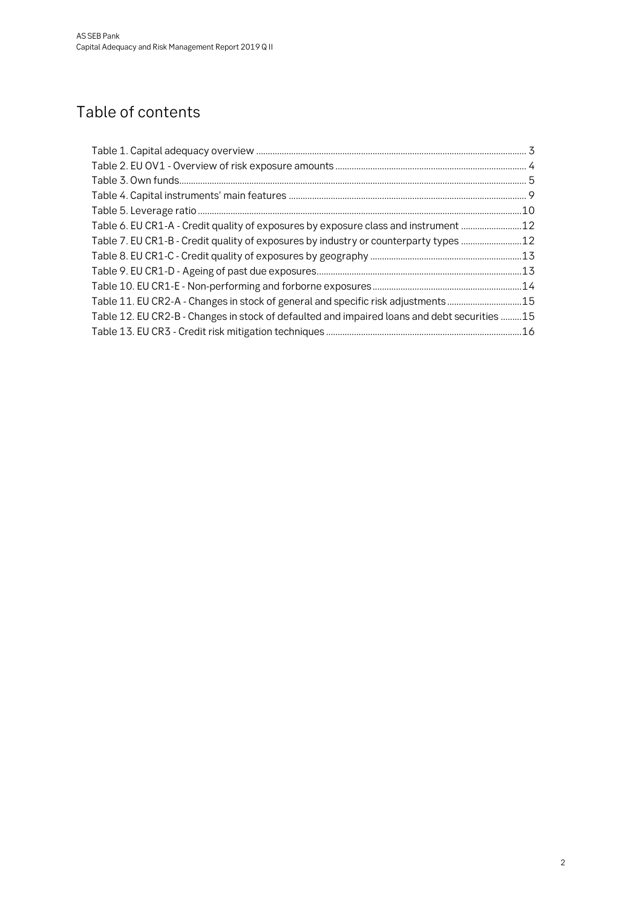# Table of contents

- Table 1. Capital adequacy overview ... 3
- Table 2. EU OV1 - Overview of risk exposure amounts ... 4
- Table 3. Own funds ... 5
- Table 4. Capital instruments' main features ... 9
- Table 5. Leverage ratio ... 10
- Table 6. EU CR1-A - Credit quality of exposures by exposure class and instrument ... 12
- Table 7. EU CR1-B - Credit quality of exposures by industry or counterparty types ... 12
- Table 8. EU CR1-C - Credit quality of exposures by geography ... 13
- Table 9. EU CR1-D - Ageing of past due exposures ... 13
- Table 10. EU CR1-E - Non-performing and forborne exposures ... 14
- Table 11. EU CR2-A - Changes in stock of general and specific risk adjustments ... 15
- Table 12. EU CR2-B - Changes in stock of defaulted and impaired loans and debt securities ... 15
- Table 13. EU CR3 - Credit risk mitigation techniques ... 16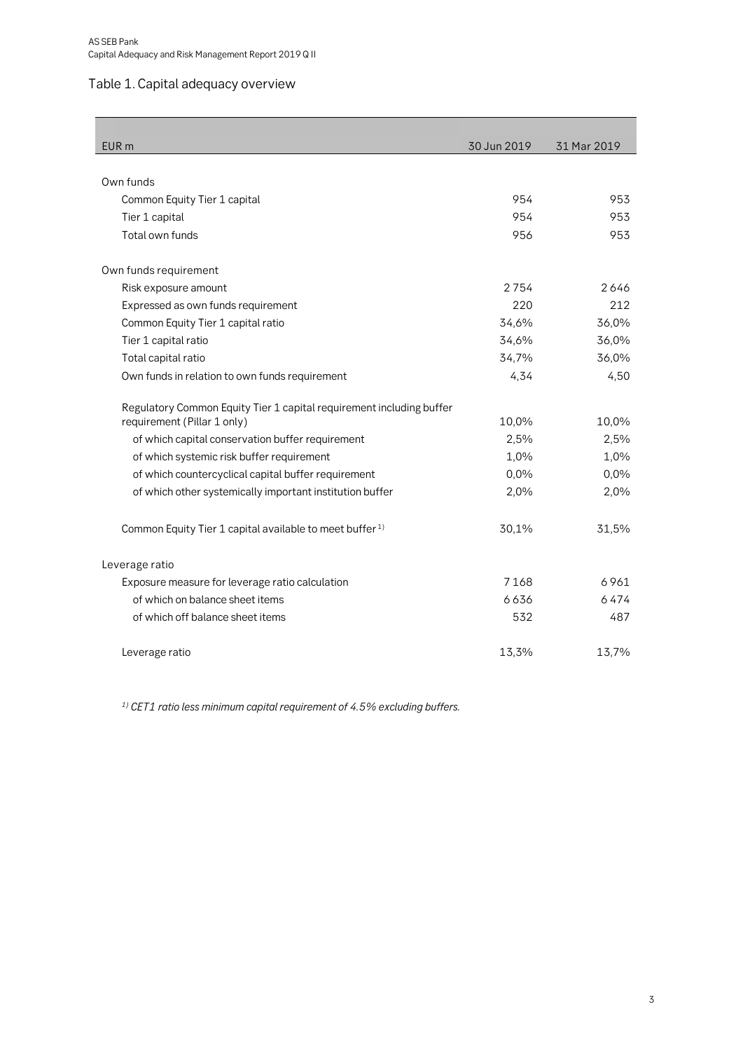## Table 1. Capital adequacy overview

| EUR m | 30 Jun 2019 | 31 Mar 2019 |
|---|---|---|
| Own funds | | |
| Common Equity Tier 1 capital | 954 | 953 |
| Tier 1 capital | 954 | 953 |
| Total own funds | 956 | 953 |
| Own funds requirement | | |
| Risk exposure amount | 2754 | 2646 |
| Expressed as own funds requirement | 220 | 212 |
| Common Equity Tier 1 capital ratio | 34,6% | 36,0% |
| Tier 1 capital ratio | 34,6% | 36,0% |
| Total capital ratio | 34,7% | 36,0% |
| Own funds in relation to own funds requirement | 4,34 | 4,50 |
| Regulatory Common Equity Tier 1 capital requirement including buffer requirement (Pillar 1 only) | 10,0% | 10,0% |
| of which capital conservation buffer requirement | 2,5% | 2,5% |
| of which systemic risk buffer requirement | 1,0% | 1,0% |
| of which countercyclical capital buffer requirement | 0,0% | 0,0% |
| of which other systemically important institution buffer | 2,0% | 2,0% |
| Common Equity Tier 1 capital available to meet buffer [1)] | 30,1% | 31,5% |
| Leverage ratio | | |
| Exposure measure for leverage ratio calculation | 7168 | 6961 |
| of which on balance sheet items | 6636 | 6474 |
| of which off balance sheet items | 532 | 487 |
| Leverage ratio | 13,3% | 13,7% |

*[1)] CET1 ratio less minimum capital requirement of 4.5% excluding buffers.*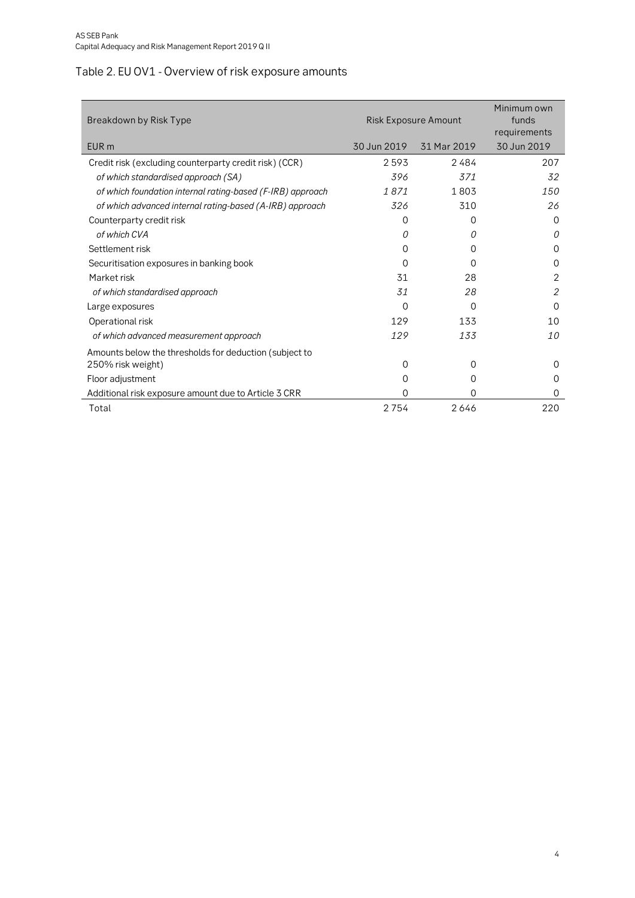## Table 2. EU OV1 - Overview of risk exposure amounts

| Breakdown by Risk Type | Risk Exposure Amount | | Minimum own funds requirements |
|---|---|---|---|
| EUR m | 30 Jun 2019 | 31 Mar 2019 | 30 Jun 2019 |
| Credit risk (excluding counterparty credit risk) (CCR) | 2 593 | 2 484 | 207 |
| *of which standardised approach (SA)* | *396* | *371* | *32* |
| *of which foundation internal rating-based (F-IRB) approach* | *1 871* | 1 803 | *150* |
| *of which advanced internal rating-based (A-IRB) approach* | *326* | 310 | *26* |
| Counterparty credit risk | 0 | 0 | 0 |
| *of which CVA* | *0* | *0* | *0* |
| Settlement risk | 0 | 0 | 0 |
| Securitisation exposures in banking book | 0 | 0 | 0 |
| Market risk | 31 | 28 | 2 |
| *of which standardised approach* | *31* | *28* | *2* |
| Large exposures | 0 | 0 | 0 |
| Operational risk | 129 | 133 | 10 |
| *of which advanced measurement approach* | *129* | *133* | *10* |
| Amounts below the thresholds for deduction (subject to 250% risk weight) | 0 | 0 | 0 |
| Floor adjustment | 0 | 0 | 0 |
| Additional risk exposure amount due to Article 3 CRR | 0 | 0 | 0 |
| Total | 2 754 | 2 646 | 220 |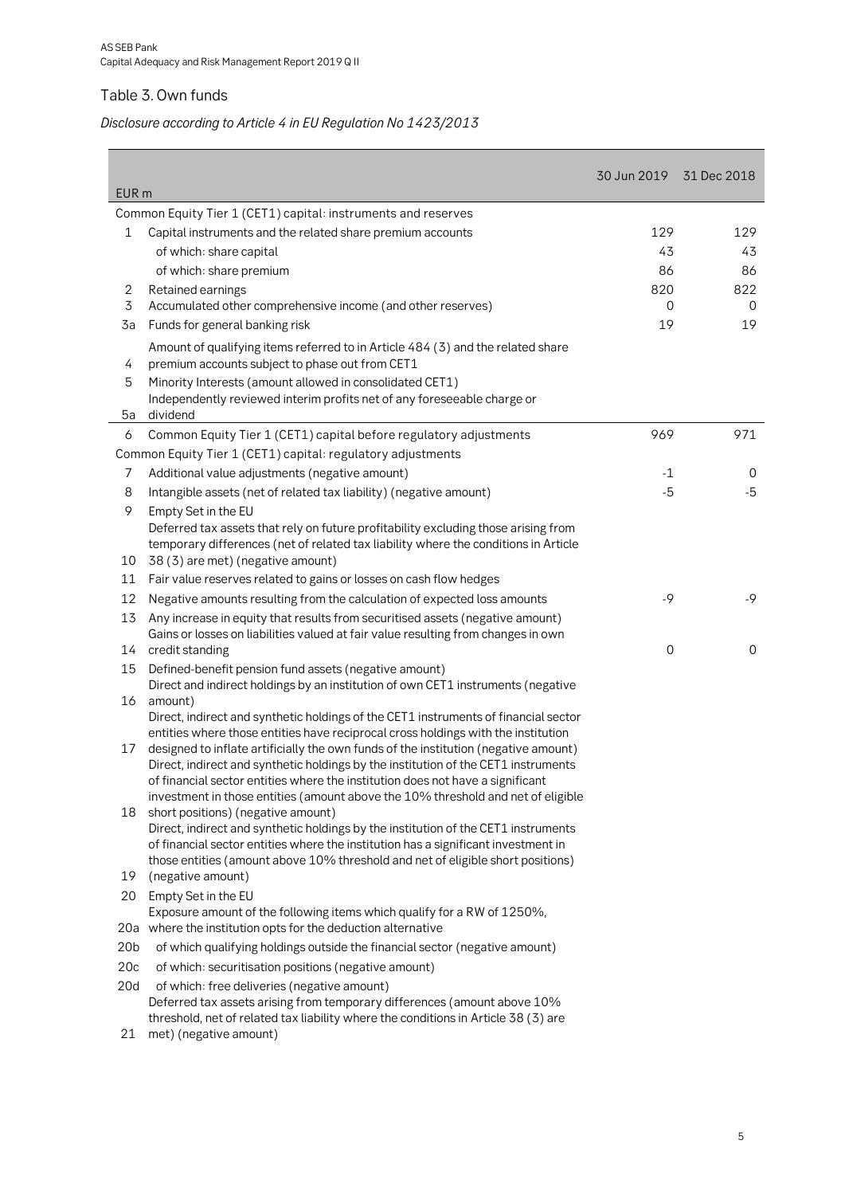## Table 3. Own funds

*Disclosure according to Article 4 in EU Regulation No 1423/2013*

| EUR m | | 30 Jun 2019 | 31 Dec 2018 |
|---|---|---|---|
| | Common Equity Tier 1 (CET1) capital: instruments and reserves | | |
| 1 | Capital instruments and the related share premium accounts | 129 | 129 |
| | of which: share capital | 43 | 43 |
| | of which: share premium | 86 | 86 |
| 2 | Retained earnings | 820 | 822 |
| 3 | Accumulated other comprehensive income (and other reserves) | 0 | 0 |
| 3a | Funds for general banking risk | 19 | 19 |
| 4 | Amount of qualifying items referred to in Article 484 (3) and the related share premium accounts subject to phase out from CET1 | | |
| 5 | Minority Interests (amount allowed in consolidated CET1) | | |
| 5a | Independently reviewed interim profits net of any foreseeable charge or dividend | | |
| 6 | Common Equity Tier 1 (CET1) capital before regulatory adjustments | 969 | 971 |
| | Common Equity Tier 1 (CET1) capital: regulatory adjustments | | |
| 7 | Additional value adjustments (negative amount) | -1 | 0 |
| 8 | Intangible assets (net of related tax liability) (negative amount) | -5 | -5 |
| 9 | Empty Set in the EU | | |
| 10 | Deferred tax assets that rely on future profitability excluding those arising from temporary differences (net of related tax liability where the conditions in Article 38 (3) are met) (negative amount) | | |
| 11 | Fair value reserves related to gains or losses on cash flow hedges | | |
| 12 | Negative amounts resulting from the calculation of expected loss amounts | -9 | -9 |
| 13 | Any increase in equity that results from securitised assets (negative amount) | | |
| 14 | Gains or losses on liabilities valued at fair value resulting from changes in own credit standing | 0 | 0 |
| 15 | Defined-benefit pension fund assets (negative amount) | | |
| 16 | Direct and indirect holdings by an institution of own CET1 instruments (negative amount) | | |
| 17 | Direct, indirect and synthetic holdings of the CET1 instruments of financial sector entities where those entities have reciprocal cross holdings with the institution designed to inflate artificially the own funds of the institution (negative amount) | | |
| 18 | Direct, indirect and synthetic holdings by the institution of the CET1 instruments of financial sector entities where the institution does not have a significant investment in those entities (amount above the 10% threshold and net of eligible short positions) (negative amount) | | |
| 19 | Direct, indirect and synthetic holdings by the institution of the CET1 instruments of financial sector entities where the institution has a significant investment in those entities (amount above 10% threshold and net of eligible short positions) (negative amount) | | |
| 20 | Empty Set in the EU | | |
| 20a | Exposure amount of the following items which qualify for a RW of 1250%, where the institution opts for the deduction alternative | | |
| 20b | of which qualifying holdings outside the financial sector (negative amount) | | |
| 20c | of which: securitisation positions (negative amount) | | |
| 20d | of which: free deliveries (negative amount) | | |
| 21 | Deferred tax assets arising from temporary differences (amount above 10% threshold, net of related tax liability where the conditions in Article 38 (3) are met) (negative amount) | | |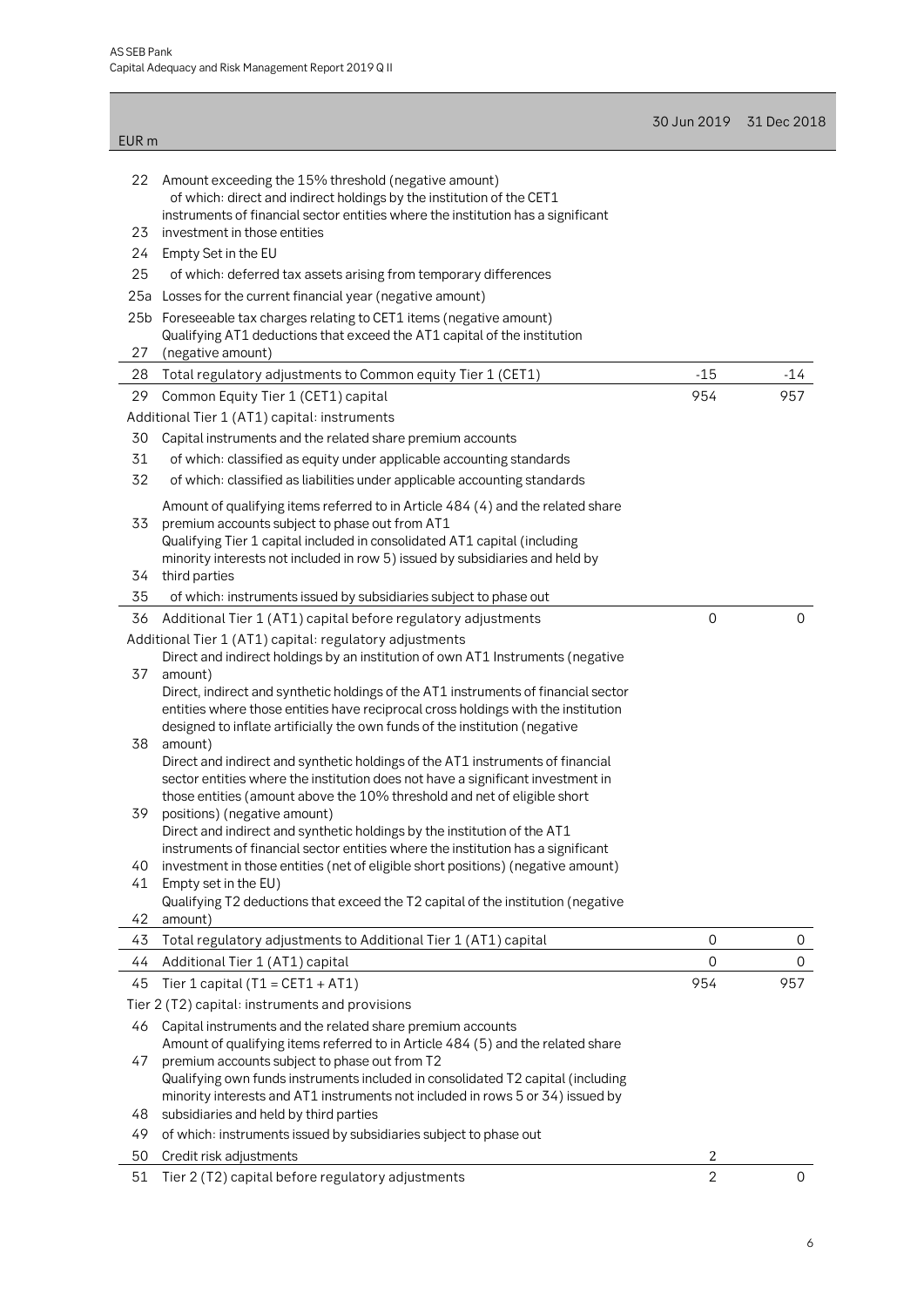| | EUR m | 30 Jun 2019 | 31 Dec 2018 |
|---|---|---|---|
| 22 | Amount exceeding the 15% threshold (negative amount) | | |
| 23 | of which: direct and indirect holdings by the institution of the CET1 instruments of financial sector entities where the institution has a significant investment in those entities | | |
| 24 | Empty Set in the EU | | |
| 25 | of which: deferred tax assets arising from temporary differences | | |
| 25a | Losses for the current financial year (negative amount) | | |
| 25b | Foreseeable tax charges relating to CET1 items (negative amount) | | |
| 27 | Qualifying AT1 deductions that exceed the AT1 capital of the institution (negative amount) | | |
| 28 | Total regulatory adjustments to Common equity Tier 1 (CET1) | -15 | -14 |
| 29 | Common Equity Tier 1 (CET1) capital | 954 | 957 |
| | Additional Tier 1 (AT1) capital: instruments | | |
| 30 | Capital instruments and the related share premium accounts | | |
| 31 | of which: classified as equity under applicable accounting standards | | |
| 32 | of which: classified as liabilities under applicable accounting standards | | |
| 33 | Amount of qualifying items referred to in Article 484 (4) and the related share premium accounts subject to phase out from AT1 | | |
| 34 | Qualifying Tier 1 capital included in consolidated AT1 capital (including minority interests not included in row 5) issued by subsidiaries and held by third parties | | |
| 35 | of which: instruments issued by subsidiaries subject to phase out | | |
| 36 | Additional Tier 1 (AT1) capital before regulatory adjustments | 0 | 0 |
| | Additional Tier 1 (AT1) capital: regulatory adjustments | | |
| 37 | Direct and indirect holdings by an institution of own AT1 Instruments (negative amount) | | |
| 38 | Direct, indirect and synthetic holdings of the AT1 instruments of financial sector entities where those entities have reciprocal cross holdings with the institution designed to inflate artificially the own funds of the institution (negative amount) | | |
| 39 | Direct and indirect and synthetic holdings of the AT1 instruments of financial sector entities where the institution does not have a significant investment in those entities (amount above the 10% threshold and net of eligible short positions) (negative amount) | | |
| 40 | Direct and indirect and synthetic holdings by the institution of the AT1 instruments of financial sector entities where the institution has a significant investment in those entities (net of eligible short positions) (negative amount) | | |
| 41 | Empty set in the EU) | | |
| 42 | Qualifying T2 deductions that exceed the T2 capital of the institution (negative amount) | | |
| 43 | Total regulatory adjustments to Additional Tier 1 (AT1) capital | 0 | 0 |
| 44 | Additional Tier 1 (AT1) capital | 0 | 0 |
| 45 | Tier 1 capital (T1 = CET1 + AT1) | 954 | 957 |
| | Tier 2 (T2) capital: instruments and provisions | | |
| 46 | Capital instruments and the related share premium accounts | | |
| 47 | Amount of qualifying items referred to in Article 484 (5) and the related share premium accounts subject to phase out from T2 | | |
| 48 | Qualifying own funds instruments included in consolidated T2 capital (including minority interests and AT1 instruments not included in rows 5 or 34) issued by subsidiaries and held by third parties | | |
| 49 | of which: instruments issued by subsidiaries subject to phase out | | |
| 50 | Credit risk adjustments | 2 | |
| 51 | Tier 2 (T2) capital before regulatory adjustments | 2 | 0 |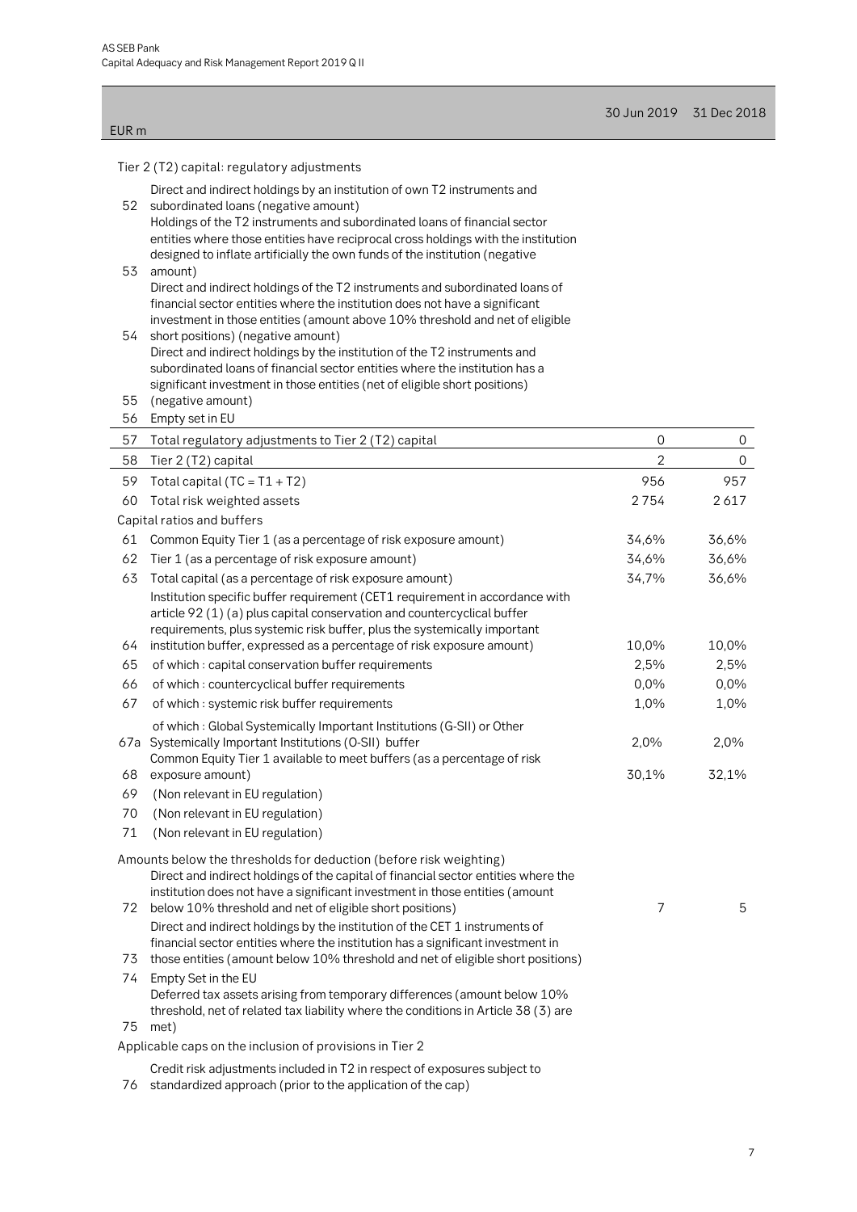| | EUR m | 30 Jun 2019 | 31 Dec 2018 |
|---|---|---|---|
| | Tier 2 (T2) capital: regulatory adjustments | | |
| 52 | Direct and indirect holdings by an institution of own T2 instruments and subordinated loans (negative amount) | | |
| 53 | Holdings of the T2 instruments and subordinated loans of financial sector entities where those entities have reciprocal cross holdings with the institution designed to inflate artificially the own funds of the institution (negative amount) | | |
| 54 | Direct and indirect holdings of the T2 instruments and subordinated loans of financial sector entities where the institution does not have a significant investment in those entities (amount above 10% threshold and net of eligible short positions) (negative amount) | | |
| 55 | Direct and indirect holdings by the institution of the T2 instruments and subordinated loans of financial sector entities where the institution has a significant investment in those entities (net of eligible short positions) (negative amount) | | |
| 56 | Empty set in EU | | |
| 57 | Total regulatory adjustments to Tier 2 (T2) capital | 0 | 0 |
| 58 | Tier 2 (T2) capital | 2 | 0 |
| 59 | Total capital (TC = T1 + T2) | 956 | 957 |
| 60 | Total risk weighted assets | 2 754 | 2 617 |
| | Capital ratios and buffers | | |
| 61 | Common Equity Tier 1 (as a percentage of risk exposure amount) | 34,6% | 36,6% |
| 62 | Tier 1 (as a percentage of risk exposure amount) | 34,6% | 36,6% |
| 63 | Total capital (as a percentage of risk exposure amount) | 34,7% | 36,6% |
| 64 | Institution specific buffer requirement (CET1 requirement in accordance with article 92 (1) (a) plus capital conservation and countercyclical buffer requirements, plus systemic risk buffer, plus the systemically important institution buffer, expressed as a percentage of risk exposure amount) | 10,0% | 10,0% |
| 65 | of which : capital conservation buffer requirements | 2,5% | 2,5% |
| 66 | of which : countercyclical buffer requirements | 0,0% | 0,0% |
| 67 | of which : systemic risk buffer requirements | 1,0% | 1,0% |
| 67a | of which : Global Systemically Important Institutions (G-SII) or Other Systemically Important Institutions (O-SII) buffer | 2,0% | 2,0% |
| 68 | Common Equity Tier 1 available to meet buffers (as a percentage of risk exposure amount) | 30,1% | 32,1% |
| 69 | (Non relevant in EU regulation) | | |
| 70 | (Non relevant in EU regulation) | | |
| 71 | (Non relevant in EU regulation) | | |
| | Amounts below the thresholds for deduction (before risk weighting) | | |
| 72 | Direct and indirect holdings of the capital of financial sector entities where the institution does not have a significant investment in those entities (amount below 10% threshold and net of eligible short positions) | 7 | 5 |
| 73 | Direct and indirect holdings by the institution of the CET 1 instruments of financial sector entities where the institution has a significant investment in those entities (amount below 10% threshold and net of eligible short positions) | | |
| 74 | Empty Set in the EU | | |
| 75 | Deferred tax assets arising from temporary differences (amount below 10% threshold, net of related tax liability where the conditions in Article 38 (3) are met) | | |
| | Applicable caps on the inclusion of provisions in Tier 2 | | |
| 76 | Credit risk adjustments included in T2 in respect of exposures subject to standardized approach (prior to the application of the cap) | | |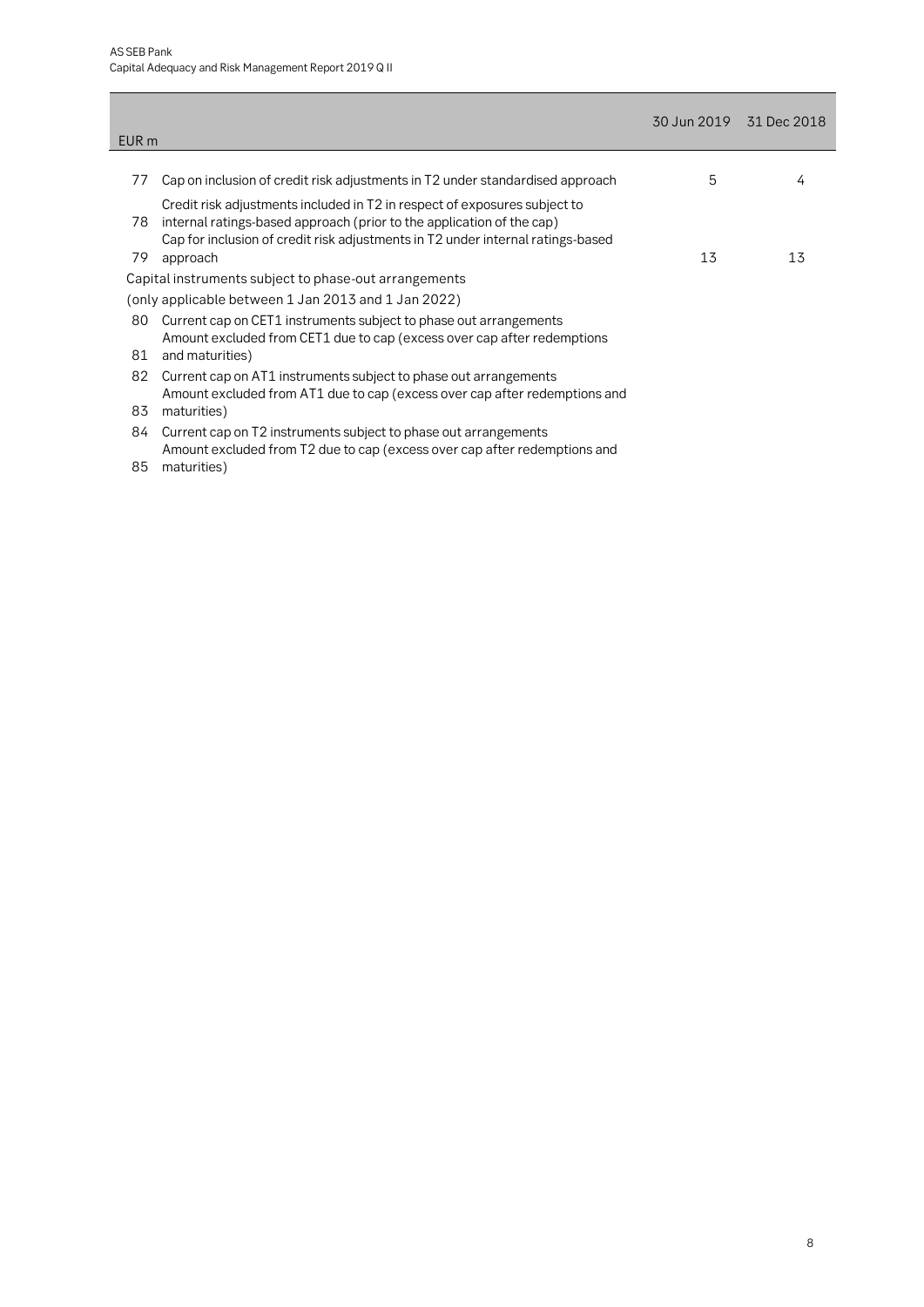| | EUR m | 30 Jun 2019 | 31 Dec 2018 |
|---|---|---|---|
| 77 | Cap on inclusion of credit risk adjustments in T2 under standardised approach | 5 | 4 |
| 78 | Credit risk adjustments included in T2 in respect of exposures subject to internal ratings-based approach (prior to the application of the cap) | | |
| 79 | Cap for inclusion of credit risk adjustments in T2 under internal ratings-based approach | 13 | 13 |
| | Capital instruments subject to phase-out arrangements (only applicable between 1 Jan 2013 and 1 Jan 2022) | | |
| 80 | Current cap on CET1 instruments subject to phase out arrangements | | |
| 81 | Amount excluded from CET1 due to cap (excess over cap after redemptions and maturities) | | |
| 82 | Current cap on AT1 instruments subject to phase out arrangements | | |
| 83 | Amount excluded from AT1 due to cap (excess over cap after redemptions and maturities) | | |
| 84 | Current cap on T2 instruments subject to phase out arrangements | | |
| 85 | Amount excluded from T2 due to cap (excess over cap after redemptions and maturities) | | |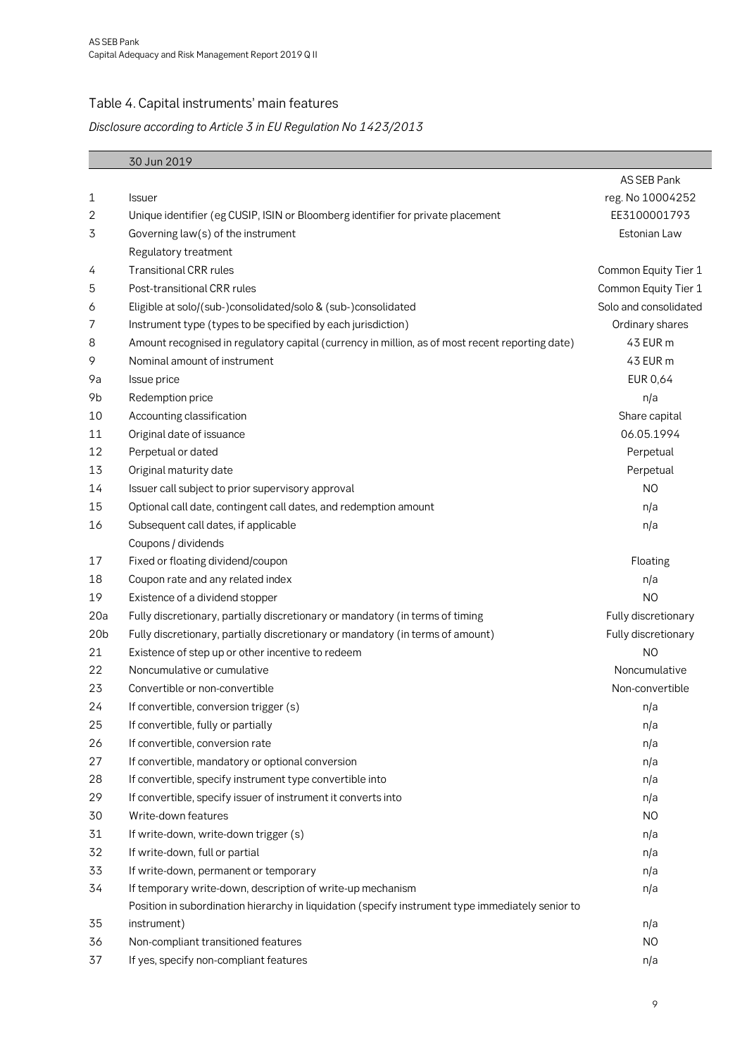## Table 4. Capital instruments' main features

*Disclosure according to Article 3 in EU Regulation No 1423/2013*

| | 30 Jun 2019 | |
|---|---|---|
| | | AS SEB Pank |
| 1 | Issuer | reg. No 10004252 |
| 2 | Unique identifier (eg CUSIP, ISIN or Bloomberg identifier for private placement | EE3100001793 |
| 3 | Governing law(s) of the instrument | Estonian Law |
| | Regulatory treatment | |
| 4 | Transitional CRR rules | Common Equity Tier 1 |
| 5 | Post-transitional CRR rules | Common Equity Tier 1 |
| 6 | Eligible at solo/(sub-)consolidated/solo & (sub-)consolidated | Solo and consolidated |
| 7 | Instrument type (types to be specified by each jurisdiction) | Ordinary shares |
| 8 | Amount recognised in regulatory capital (currency in million, as of most recent reporting date) | 43 EUR m |
| 9 | Nominal amount of instrument | 43 EUR m |
| 9a | Issue price | EUR 0,64 |
| 9b | Redemption price | n/a |
| 10 | Accounting classification | Share capital |
| 11 | Original date of issuance | 06.05.1994 |
| 12 | Perpetual or dated | Perpetual |
| 13 | Original maturity date | Perpetual |
| 14 | Issuer call subject to prior supervisory approval | NO |
| 15 | Optional call date, contingent call dates, and redemption amount | n/a |
| 16 | Subsequent call dates, if applicable | n/a |
| | Coupons / dividends | |
| 17 | Fixed or floating dividend/coupon | Floating |
| 18 | Coupon rate and any related index | n/a |
| 19 | Existence of a dividend stopper | NO |
| 20a | Fully discretionary, partially discretionary or mandatory (in terms of timing | Fully discretionary |
| 20b | Fully discretionary, partially discretionary or mandatory (in terms of amount) | Fully discretionary |
| 21 | Existence of step up or other incentive to redeem | NO |
| 22 | Noncumulative or cumulative | Noncumulative |
| 23 | Convertible or non-convertible | Non-convertible |
| 24 | If convertible, conversion trigger (s) | n/a |
| 25 | If convertible, fully or partially | n/a |
| 26 | If convertible, conversion rate | n/a |
| 27 | If convertible, mandatory or optional conversion | n/a |
| 28 | If convertible, specify instrument type convertible into | n/a |
| 29 | If convertible, specify issuer of instrument it converts into | n/a |
| 30 | Write-down features | NO |
| 31 | If write-down, write-down trigger (s) | n/a |
| 32 | If write-down, full or partial | n/a |
| 33 | If write-down, permanent or temporary | n/a |
| 34 | If temporary write-down, description of write-up mechanism | n/a |
| 35 | Position in subordination hierarchy in liquidation (specify instrument type immediately senior to instrument) | n/a |
| 36 | Non-compliant transitioned features | NO |
| 37 | If yes, specify non-compliant features | n/a |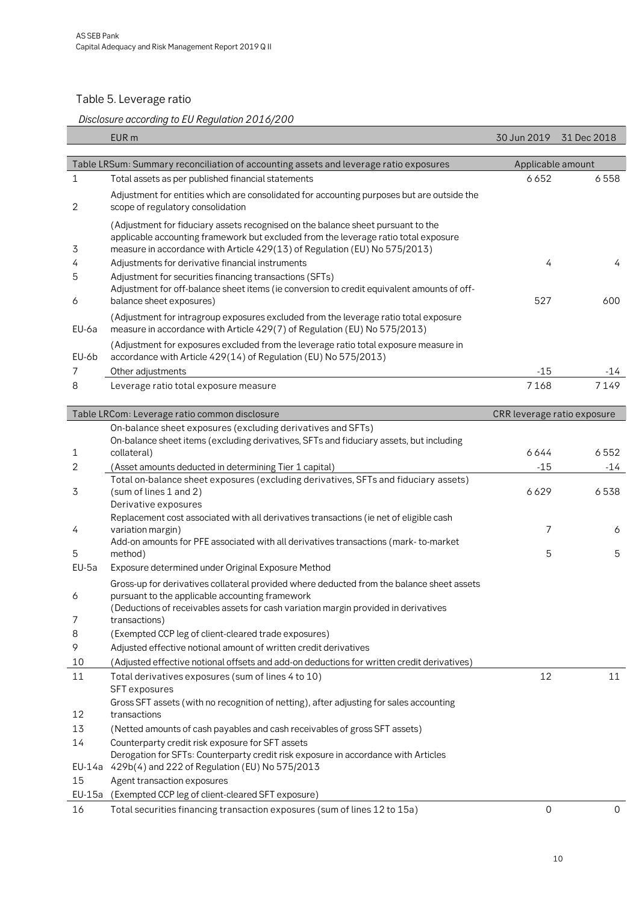## Table 5. Leverage ratio

*Disclosure according to EU Regulation 2016/200*

| | EUR m | 30 Jun 2019 | 31 Dec 2018 |
|---|---|---|---|
| | **Table LRSum: Summary reconciliation of accounting assets and leverage ratio exposures** | **Applicable amount** | |
| 1 | Total assets as per published financial statements | 6 652 | 6 558 |
| 2 | Adjustment for entities which are consolidated for accounting purposes but are outside the scope of regulatory consolidation | | |
| 3 | (Adjustment for fiduciary assets recognised on the balance sheet pursuant to the applicable accounting framework but excluded from the leverage ratio total exposure measure in accordance with Article 429(13) of Regulation (EU) No 575/2013) | | |
| 4 | Adjustments for derivative financial instruments | 4 | 4 |
| 5 | Adjustment for securities financing transactions (SFTs) | | |
| 6 | Adjustment for off-balance sheet items (ie conversion to credit equivalent amounts of off-balance sheet exposures) | 527 | 600 |
| EU-6a | (Adjustment for intragroup exposures excluded from the leverage ratio total exposure measure in accordance with Article 429(7) of Regulation (EU) No 575/2013) | | |
| EU-6b | (Adjustment for exposures excluded from the leverage ratio total exposure measure in accordance with Article 429(14) of Regulation (EU) No 575/2013) | | |
| 7 | Other adjustments | -15 | -14 |
| 8 | Leverage ratio total exposure measure | 7 168 | 7 149 |
| | **Table LRCom: Leverage ratio common disclosure** | **CRR leverage ratio exposure** | |
| | On-balance sheet exposures (excluding derivatives and SFTs) | | |
| 1 | On-balance sheet items (excluding derivatives, SFTs and fiduciary assets, but including collateral) | 6 644 | 6 552 |
| 2 | (Asset amounts deducted in determining Tier 1 capital) | -15 | -14 |
| 3 | Total on-balance sheet exposures (excluding derivatives, SFTs and fiduciary assets) (sum of lines 1 and 2) | 6 629 | 6 538 |
| | Derivative exposures | | |
| 4 | Replacement cost associated with all derivatives transactions (ie net of eligible cash variation margin) | 7 | 6 |
| 5 | Add-on amounts for PFE associated with all derivatives transactions (mark- to-market method) | 5 | 5 |
| EU-5a | Exposure determined under Original Exposure Method | | |
| 6 | Gross-up for derivatives collateral provided where deducted from the balance sheet assets pursuant to the applicable accounting framework | | |
| 7 | (Deductions of receivables assets for cash variation margin provided in derivatives transactions) | | |
| 8 | (Exempted CCP leg of client-cleared trade exposures) | | |
| 9 | Adjusted effective notional amount of written credit derivatives | | |
| 10 | (Adjusted effective notional offsets and add-on deductions for written credit derivatives) | | |
| 11 | Total derivatives exposures (sum of lines 4 to 10) | 12 | 11 |
| | SFT exposures | | |
| 12 | Gross SFT assets (with no recognition of netting), after adjusting for sales accounting transactions | | |
| 13 | (Netted amounts of cash payables and cash receivables of gross SFT assets) | | |
| 14 | Counterparty credit risk exposure for SFT assets | | |
| EU-14a | Derogation for SFTs: Counterparty credit risk exposure in accordance with Articles 429b(4) and 222 of Regulation (EU) No 575/2013 | | |
| 15 | Agent transaction exposures | | |
| EU-15a | (Exempted CCP leg of client-cleared SFT exposure) | | |
| 16 | Total securities financing transaction exposures (sum of lines 12 to 15a) | 0 | 0 |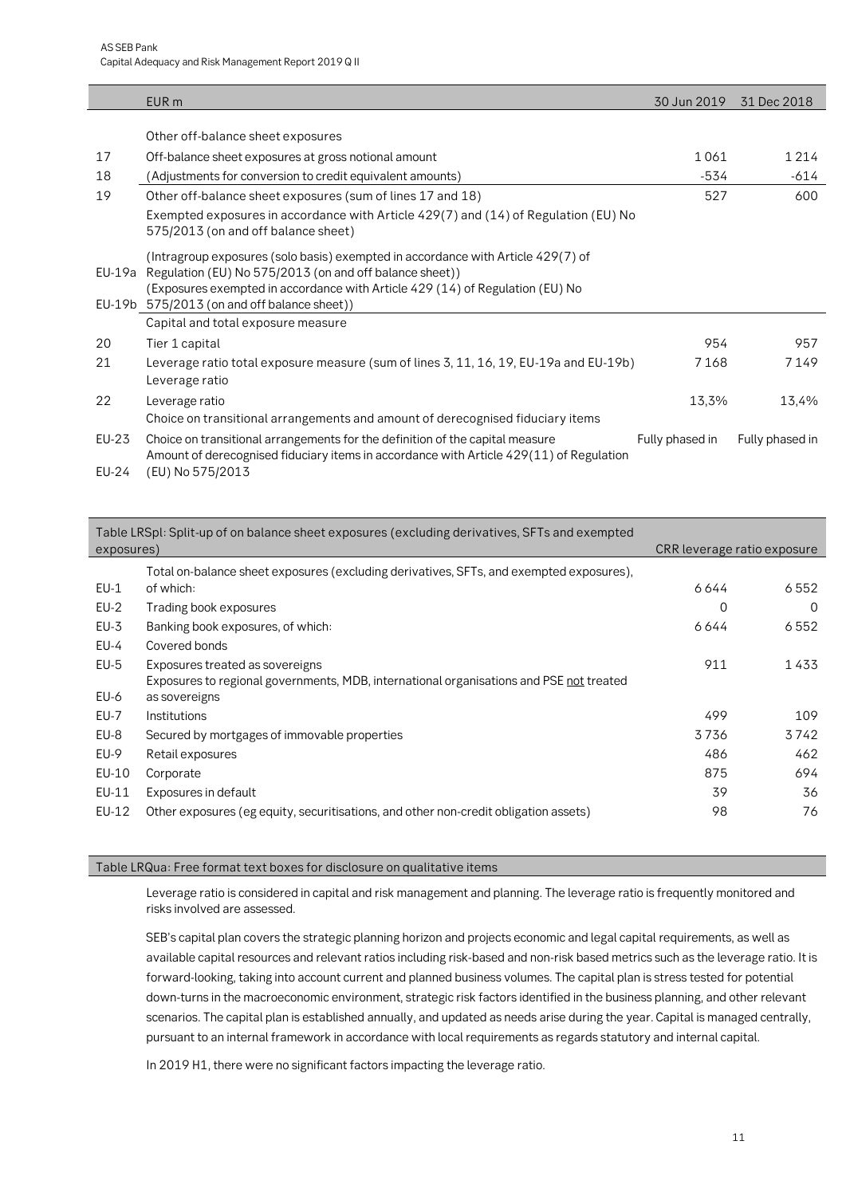| | EUR m | 30 Jun 2019 | 31 Dec 2018 |
|---|---|---|---|
| | Other off-balance sheet exposures | | |
| 17 | Off-balance sheet exposures at gross notional amount | 1 061 | 1 214 |
| 18 | (Adjustments for conversion to credit equivalent amounts) | -534 | -614 |
| 19 | Other off-balance sheet exposures (sum of lines 17 and 18) | 527 | 600 |
| | Exempted exposures in accordance with Article 429(7) and (14) of Regulation (EU) No 575/2013 (on and off balance sheet) | | |
| EU-19a | (Intragroup exposures (solo basis) exempted in accordance with Article 429(7) of Regulation (EU) No 575/2013 (on and off balance sheet)) | | |
| EU-19b | (Exposures exempted in accordance with Article 429 (14) of Regulation (EU) No 575/2013 (on and off balance sheet)) | | |
| | Capital and total exposure measure | | |
| 20 | Tier 1 capital | 954 | 957 |
| 21 | Leverage ratio total exposure measure (sum of lines 3, 11, 16, 19, EU-19a and EU-19b) | 7 168 | 7 149 |
| | Leverage ratio | | |
| 22 | Leverage ratio | 13,3% | 13,4% |
| | Choice on transitional arrangements and amount of derecognised fiduciary items | | |
| EU-23 | Choice on transitional arrangements for the definition of the capital measure | Fully phased in | Fully phased in |
| EU-24 | Amount of derecognised fiduciary items in accordance with Article 429(11) of Regulation (EU) No 575/2013 | | |

| Table LRSpl: Split-up of on balance sheet exposures (excluding derivatives, SFTs and exempted exposures) | | CRR leverage ratio exposure | |
|---|---|---|---|
| EU-1 | Total on-balance sheet exposures (excluding derivatives, SFTs, and exempted exposures), of which: | 6 644 | 6 552 |
| EU-2 | Trading book exposures | 0 | 0 |
| EU-3 | Banking book exposures, of which: | 6 644 | 6 552 |
| EU-4 | Covered bonds | | |
| EU-5 | Exposures treated as sovereigns | 911 | 1 433 |
| EU-6 | Exposures to regional governments, MDB, international organisations and PSE not treated as sovereigns | | |
| EU-7 | Institutions | 499 | 109 |
| EU-8 | Secured by mortgages of immovable properties | 3 736 | 3 742 |
| EU-9 | Retail exposures | 486 | 462 |
| EU-10 | Corporate | 875 | 694 |
| EU-11 | Exposures in default | 39 | 36 |
| EU-12 | Other exposures (eg equity, securitisations, and other non-credit obligation assets) | 98 | 76 |

**Table LRQua: Free format text boxes for disclosure on qualitative items**

Leverage ratio is considered in capital and risk management and planning. The leverage ratio is frequently monitored and risks involved are assessed.

SEB's capital plan covers the strategic planning horizon and projects economic and legal capital requirements, as well as available capital resources and relevant ratios including risk-based and non-risk based metrics such as the leverage ratio. It is forward-looking, taking into account current and planned business volumes. The capital plan is stress tested for potential down-turns in the macroeconomic environment, strategic risk factors identified in the business planning, and other relevant scenarios. The capital plan is established annually, and updated as needs arise during the year. Capital is managed centrally, pursuant to an internal framework in accordance with local requirements as regards statutory and internal capital.

In 2019 H1, there were no significant factors impacting the leverage ratio.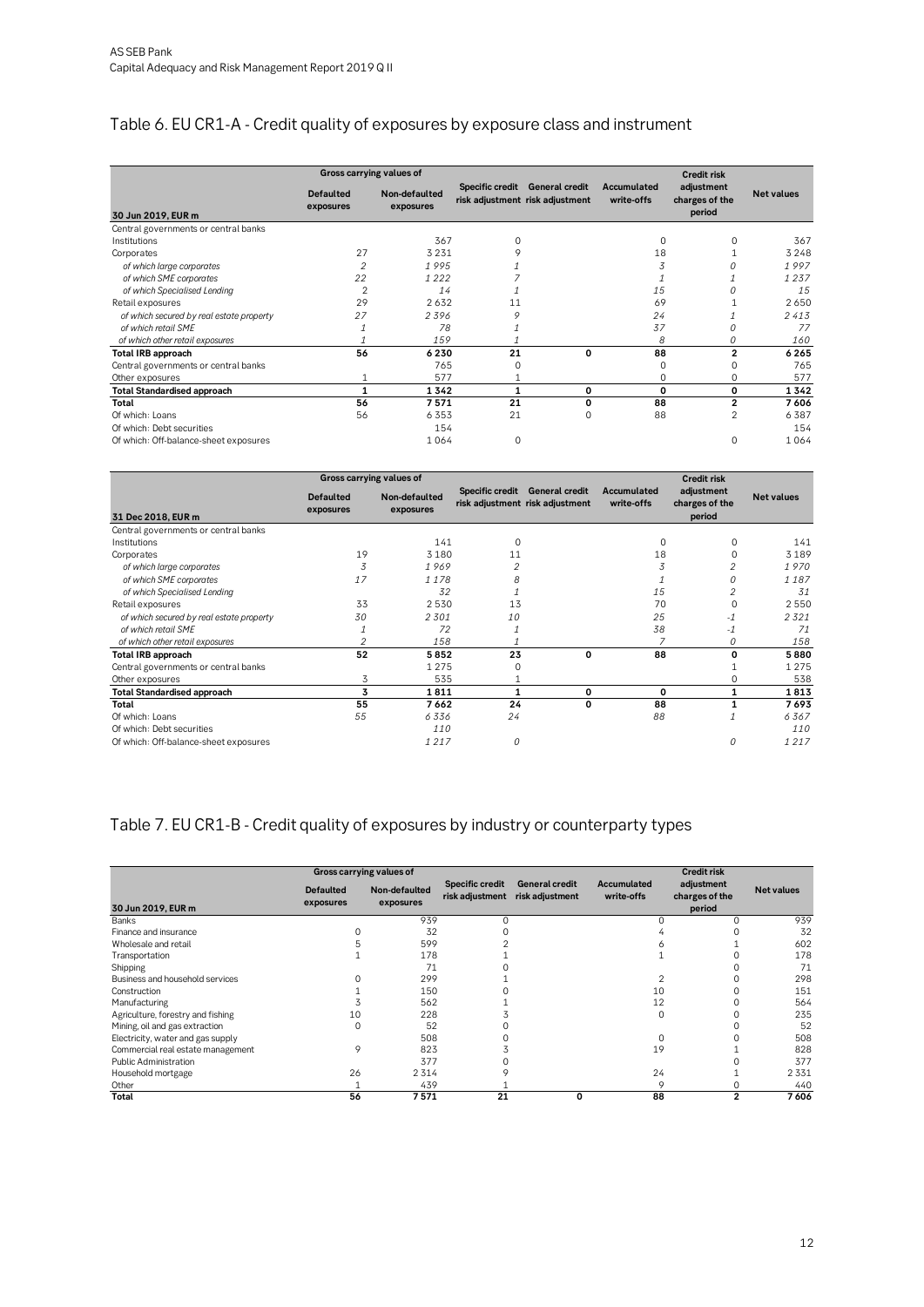## Table 6. EU CR1-A - Credit quality of exposures by exposure class and instrument

| 30 Jun 2019, EUR m | Gross carrying values of | | Specific credit risk adjustment | General credit risk adjustment | Accumulated write-offs | Credit risk adjustment charges of the period | Net values |
|---|---|---|---|---|---|---|---|
| | Defaulted exposures | Non-defaulted exposures | | | | | |
| Central governments or central banks | | | | | | | |
| Institutions | | 367 | 0 | | 0 | 0 | 367 |
| Corporates | 27 | 3 231 | 9 | | 18 | 1 | 3 248 |
| *of which large corporates* | *2* | *1 995* | *1* | | *3* | *0* | *1 997* |
| *of which SME corporates* | *22* | *1 222* | *7* | | *1* | *1* | *1 237* |
| *of which Specialised Lending* | *2* | *14* | *1* | | *15* | *0* | *15* |
| Retail exposures | 29 | 2 632 | 11 | | 69 | 1 | 2 650 |
| *of which secured by real estate property* | *27* | *2 396* | *9* | | *24* | *1* | *2 413* |
| *of which retail SME* | *1* | *78* | *1* | | *37* | *0* | *77* |
| *of which other retail exposures* | *1* | *159* | *1* | | *8* | *0* | *160* |
| **Total IRB approach** | **56** | **6 230** | **21** | **0** | **88** | **2** | **6 265** |
| Central governments or central banks | | 765 | 0 | | 0 | 0 | 765 |
| Other exposures | 1 | 577 | 1 | | 0 | 0 | 577 |
| **Total Standardised approach** | **1** | **1 342** | **1** | **0** | **0** | **0** | **1 342** |
| **Total** | **56** | **7 571** | **21** | **0** | **88** | **2** | **7 606** |
| Of which: Loans | 56 | 6 353 | 21 | 0 | 88 | 2 | 6 387 |
| Of which: Debt securities | | 154 | | | | | 154 |
| Of which: Off-balance-sheet exposures | | 1 064 | 0 | | | 0 | 1 064 |

| 31 Dec 2018, EUR m | Gross carrying values of | | Specific credit risk adjustment | General credit risk adjustment | Accumulated write-offs | Credit risk adjustment charges of the period | Net values |
|---|---|---|---|---|---|---|---|
| | Defaulted exposures | Non-defaulted exposures | | | | | |
| Central governments or central banks | | | | | | | |
| Institutions | | 141 | 0 | | 0 | 0 | 141 |
| Corporates | 19 | 3 180 | 11 | | 18 | 0 | 3 189 |
| *of which large corporates* | *3* | *1 969* | *2* | | *3* | *2* | *1 970* |
| *of which SME corporates* | *17* | *1 178* | *8* | | *1* | *0* | *1 187* |
| *of which Specialised Lending* | | *32* | *1* | | *15* | *2* | *31* |
| Retail exposures | 33 | 2 530 | 13 | | 70 | 0 | 2 550 |
| *of which secured by real estate property* | *30* | *2 301* | *10* | | *25* | *-1* | *2 321* |
| *of which retail SME* | *1* | *72* | *1* | | *38* | *-1* | *71* |
| *of which other retail exposures* | *2* | *158* | *1* | | *7* | *0* | *158* |
| **Total IRB approach** | **52** | **5 852** | **23** | **0** | **88** | **0** | **5 880** |
| Central governments or central banks | | 1 275 | 0 | | | 1 | 1 275 |
| Other exposures | 3 | 535 | 1 | | | 0 | 538 |
| **Total Standardised approach** | **3** | **1 811** | **1** | **0** | **0** | **1** | **1 813** |
| **Total** | **55** | **7 662** | **24** | **0** | **88** | **1** | **7 693** |
| Of which: Loans | *55* | *6 336* | *24* | | *88* | *1* | *6 367* |
| Of which: Debt securities | | *110* | | | | | *110* |
| Of which: Off-balance-sheet exposures | | *1 217* | *0* | | | *0* | *1 217* |

## Table 7. EU CR1-B - Credit quality of exposures by industry or counterparty types

| 30 Jun 2019, EUR m | Gross carrying values of | | Specific credit risk adjustment | General credit risk adjustment | Accumulated write-offs | Credit risk adjustment charges of the period | Net values |
|---|---|---|---|---|---|---|---|
| | Defaulted exposures | Non-defaulted exposures | | | | | |
| Banks | | 939 | 0 | | 0 | 0 | 939 |
| Finance and insurance | 0 | 32 | 0 | | 4 | 0 | 32 |
| Wholesale and retail | 5 | 599 | 2 | | 6 | 1 | 602 |
| Transportation | 1 | 178 | 1 | | 1 | 0 | 178 |
| Shipping | | 71 | 0 | | | 0 | 71 |
| Business and household services | 0 | 299 | 1 | | 2 | 0 | 298 |
| Construction | 1 | 150 | 0 | | 10 | 0 | 151 |
| Manufacturing | 3 | 562 | 1 | | 12 | 0 | 564 |
| Agriculture, forestry and fishing | 10 | 228 | 3 | | 0 | 0 | 235 |
| Mining, oil and gas extraction | 0 | 52 | 0 | | | 0 | 52 |
| Electricity, water and gas supply | | 508 | 0 | | 0 | 0 | 508 |
| Commercial real estate management | 9 | 823 | 3 | | 19 | 1 | 828 |
| Public Administration | | 377 | 0 | | | 0 | 377 |
| Household mortgage | 26 | 2 314 | 9 | | 24 | 1 | 2 331 |
| Other | 1 | 439 | 1 | | 9 | 0 | 440 |
| **Total** | **56** | **7 571** | **21** | **0** | **88** | **2** | **7 606** |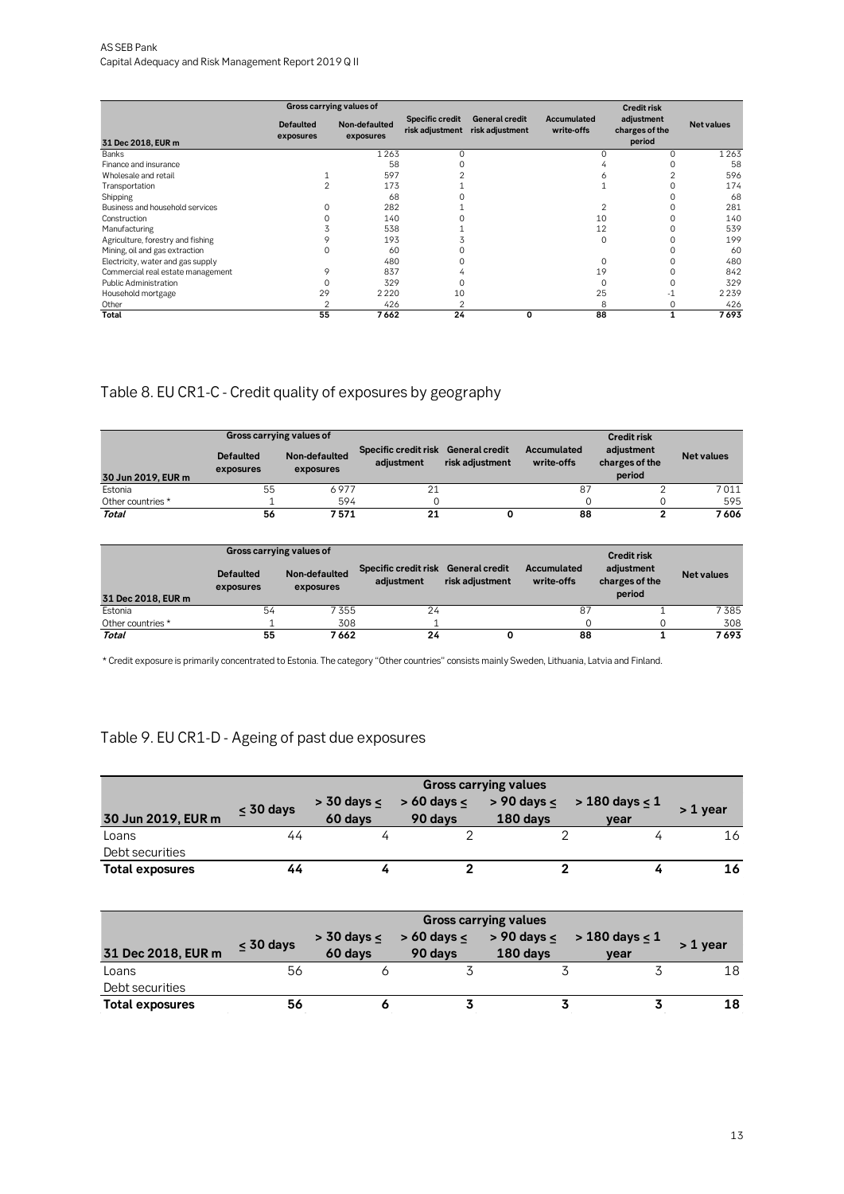| 31 Dec 2018, EUR m | Gross carrying values of | | Specific credit risk adjustment | General credit risk adjustment | Accumulated write-offs | Credit risk adjustment charges of the period | Net values |
|---|---|---|---|---|---|---|---|
| | Defaulted exposures | Non-defaulted exposures | | | | | |
| Banks | | 1 263 | 0 | | 0 | 0 | 1 263 |
| Finance and insurance | | 58 | 0 | | 4 | 0 | 58 |
| Wholesale and retail | 1 | 597 | 2 | | 6 | 2 | 596 |
| Transportation | 2 | 173 | 1 | | 1 | 0 | 174 |
| Shipping | | 68 | 0 | | | 0 | 68 |
| Business and household services | 0 | 282 | 1 | | 2 | 0 | 281 |
| Construction | 0 | 140 | 0 | | 10 | 0 | 140 |
| Manufacturing | 3 | 538 | 1 | | 12 | 0 | 539 |
| Agriculture, forestry and fishing | 9 | 193 | 3 | | 0 | 0 | 199 |
| Mining, oil and gas extraction | 0 | 60 | 0 | | | 0 | 60 |
| Electricity, water and gas supply | | 480 | 0 | | 0 | 0 | 480 |
| Commercial real estate management | 9 | 837 | 4 | | 19 | 0 | 842 |
| Public Administration | 0 | 329 | 0 | | 0 | 0 | 329 |
| Household mortgage | 29 | 2 220 | 10 | | 25 | -1 | 2 239 |
| Other | 2 | 426 | 2 | | 8 | 0 | 426 |
| **Total** | **55** | **7 662** | **24** | **0** | **88** | **1** | **7 693** |

## Table 8. EU CR1-C - Credit quality of exposures by geography

| 30 Jun 2019, EUR m | Gross carrying values of | | Specific credit risk adjustment | General credit risk adjustment | Accumulated write-offs | Credit risk adjustment charges of the period | Net values |
|---|---|---|---|---|---|---|---|
| | Defaulted exposures | Non-defaulted exposures | | | | | |
| Estonia | 55 | 6 977 | 21 | | 87 | 2 | 7 011 |
| Other countries * | 1 | 594 | 0 | | 0 | 0 | 595 |
| ***Total*** | **56** | **7 571** | **21** | **0** | **88** | **2** | **7 606** |

| 31 Dec 2018, EUR m | Gross carrying values of | | Specific credit risk adjustment | General credit risk adjustment | Accumulated write-offs | Credit risk adjustment charges of the period | Net values |
|---|---|---|---|---|---|---|---|
| | Defaulted exposures | Non-defaulted exposures | | | | | |
| Estonia | 54 | 7 355 | 24 | | 87 | 1 | 7 385 |
| Other countries * | 1 | 308 | 1 | | 0 | 0 | 308 |
| ***Total*** | **55** | **7 662** | **24** | **0** | **88** | **1** | **7 693** |

* Credit exposure is primarily concentrated to Estonia. The category "Other countries" consists mainly Sweden, Lithuania, Latvia and Finland.

## Table 9. EU CR1-D - Ageing of past due exposures

| 30 Jun 2019, EUR m | Gross carrying values | | | | | |
|---|---|---|---|---|---|---|
| | ≤ 30 days | > 30 days ≤ 60 days | > 60 days ≤ 90 days | > 90 days ≤ 180 days | > 180 days ≤ 1 year | > 1 year |
| Loans | 44 | 4 | 2 | 2 | 4 | 16 |
| Debt securities | | | | | | |
| **Total exposures** | **44** | **4** | **2** | **2** | **4** | **16** |

| 31 Dec 2018, EUR m | Gross carrying values | | | | | |
|---|---|---|---|---|---|---|
| | ≤ 30 days | > 30 days ≤ 60 days | > 60 days ≤ 90 days | > 90 days ≤ 180 days | > 180 days ≤ 1 year | > 1 year |
| Loans | 56 | 6 | 3 | 3 | 3 | 18 |
| Debt securities | | | | | | |
| **Total exposures** | **56** | **6** | **3** | **3** | **3** | **18** |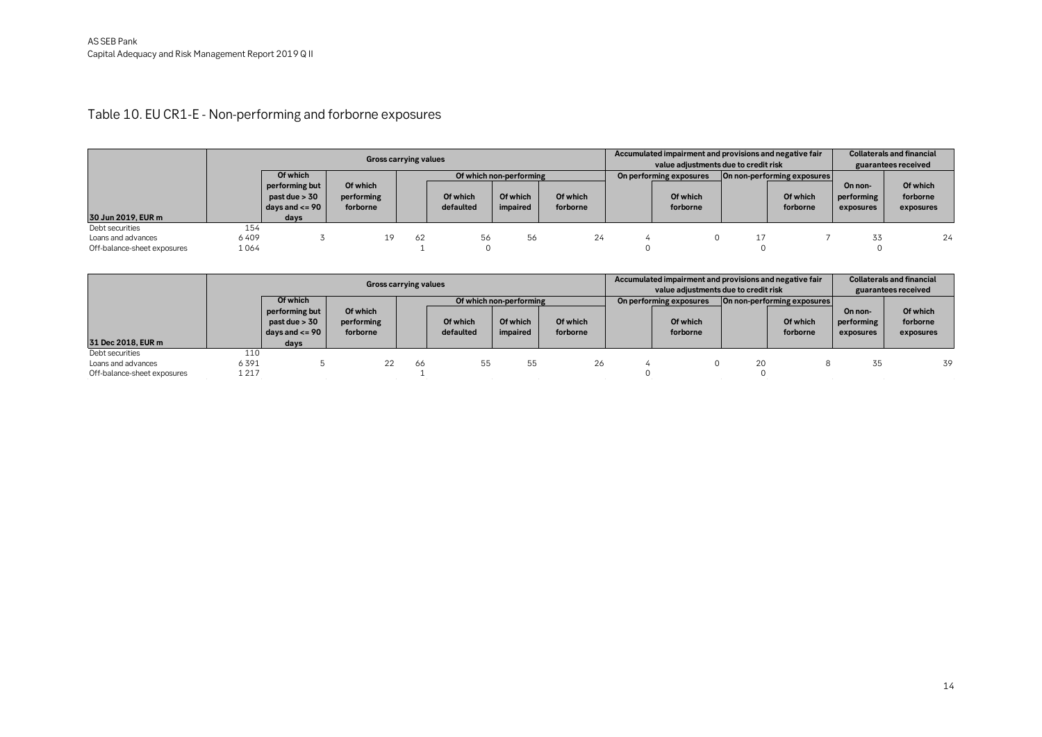# Table 10. EU CR1-E - Non-performing and forborne exposures

| 30 Jun 2019, EUR m | Gross carrying values | | | | | | | Accumulated impairment and provisions and negative fair value adjustments due to credit risk | | | | Collaterals and financial guarantees received | |
|---|---|---|---|---|---|---|---|---|---|---|---|---|---|
| | | Of which performing but past due > 30 days and <= 90 days | Of which performing forborne | Of which non-performing | | | | On performing exposures | | On non-performing exposures | | On non-performing exposures | Of which forborne exposures |
| | | | | | Of which defaulted | Of which impaired | Of which forborne | | Of which forborne | | Of which forborne | | |
| Debt securities | 154 | | | | | | | | | | | | |
| Loans and advances | 6 409 | 3 | 19 | 62 | 56 | 56 | 24 | 4 | 0 | 17 | 7 | 33 | 24 |
| Off-balance-sheet exposures | 1 064 | | | 1 | 0 | | | 0 | | 0 | | 0 | |

| 31 Dec 2018, EUR m | Gross carrying values | | | | | | | Accumulated impairment and provisions and negative fair value adjustments due to credit risk | | | | Collaterals and financial guarantees received | |
|---|---|---|---|---|---|---|---|---|---|---|---|---|---|
| | | Of which performing but past due > 30 days and <= 90 days | Of which performing forborne | Of which non-performing | | | | On performing exposures | | On non-performing exposures | | On non-performing exposures | Of which forborne exposures |
| | | | | | Of which defaulted | Of which impaired | Of which forborne | | Of which forborne | | Of which forborne | | |
| Debt securities | 110 | | | | | | | | | | | | |
| Loans and advances | 6 391 | 5 | 22 | 66 | 55 | 55 | 26 | 4 | 0 | 20 | 8 | 35 | 39 |
| Off-balance-sheet exposures | 1 217 | | | 1 | | | | 0 | | 0 | | | |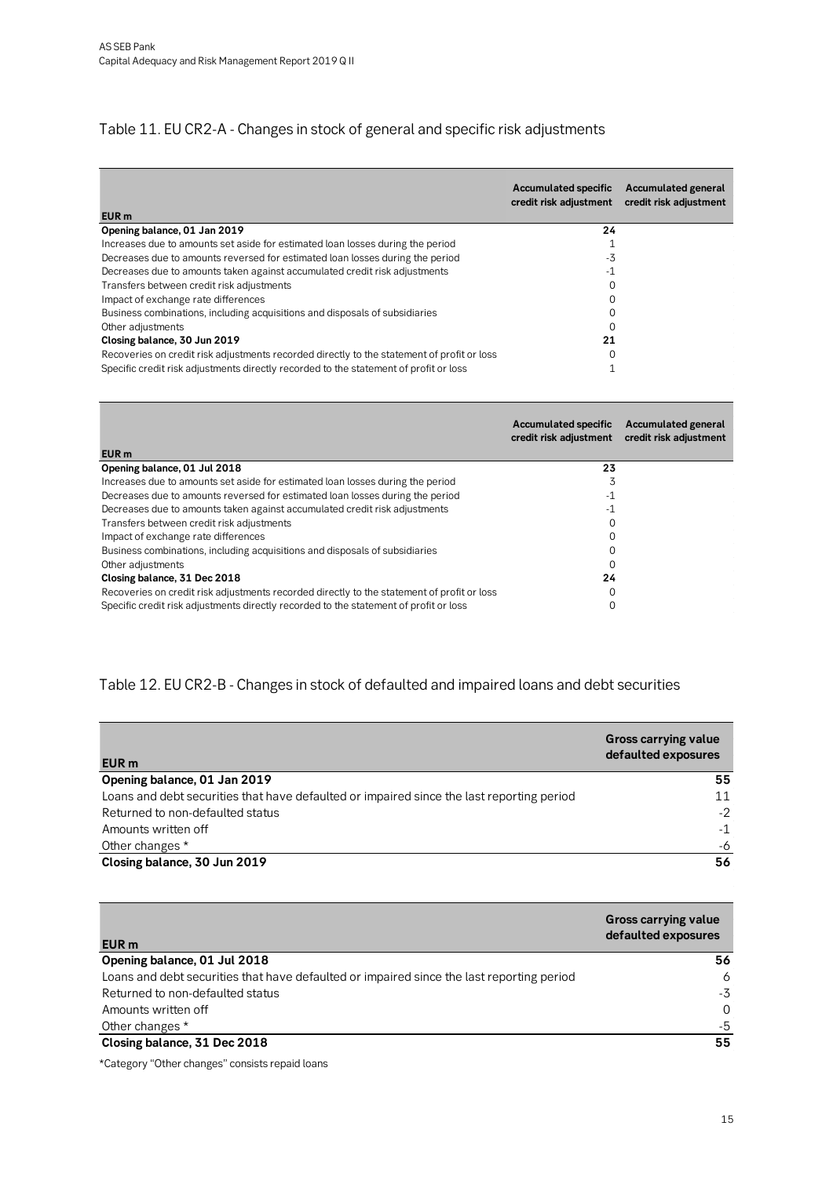## Table 11. EU CR2-A - Changes in stock of general and specific risk adjustments

| EUR m | Accumulated specific credit risk adjustment | Accumulated general credit risk adjustment |
|---|---|---|
| **Opening balance, 01 Jan 2019** | **24** | |
| Increases due to amounts set aside for estimated loan losses during the period | 1 | |
| Decreases due to amounts reversed for estimated loan losses during the period | -3 | |
| Decreases due to amounts taken against accumulated credit risk adjustments | -1 | |
| Transfers between credit risk adjustments | 0 | |
| Impact of exchange rate differences | 0 | |
| Business combinations, including acquisitions and disposals of subsidiaries | 0 | |
| Other adjustments | 0 | |
| **Closing balance, 30 Jun 2019** | **21** | |
| Recoveries on credit risk adjustments recorded directly to the statement of profit or loss | 0 | |
| Specific credit risk adjustments directly recorded to the statement of profit or loss | 1 | |

| EUR m | Accumulated specific credit risk adjustment | Accumulated general credit risk adjustment |
|---|---|---|
| **Opening balance, 01 Jul 2018** | **23** | |
| Increases due to amounts set aside for estimated loan losses during the period | 3 | |
| Decreases due to amounts reversed for estimated loan losses during the period | -1 | |
| Decreases due to amounts taken against accumulated credit risk adjustments | -1 | |
| Transfers between credit risk adjustments | 0 | |
| Impact of exchange rate differences | 0 | |
| Business combinations, including acquisitions and disposals of subsidiaries | 0 | |
| Other adjustments | 0 | |
| **Closing balance, 31 Dec 2018** | **24** | |
| Recoveries on credit risk adjustments recorded directly to the statement of profit or loss | 0 | |
| Specific credit risk adjustments directly recorded to the statement of profit or loss | 0 | |

## Table 12. EU CR2-B - Changes in stock of defaulted and impaired loans and debt securities

| EUR m | Gross carrying value defaulted exposures |
|---|---|
| **Opening balance, 01 Jan 2019** | **55** |
| Loans and debt securities that have defaulted or impaired since the last reporting period | 11 |
| Returned to non-defaulted status | -2 |
| Amounts written off | -1 |
| Other changes * | -6 |
| **Closing balance, 30 Jun 2019** | **56** |

| EUR m | Gross carrying value defaulted exposures |
|---|---|
| **Opening balance, 01 Jul 2018** | **56** |
| Loans and debt securities that have defaulted or impaired since the last reporting period | 6 |
| Returned to non-defaulted status | -3 |
| Amounts written off | 0 |
| Other changes * | -5 |
| **Closing balance, 31 Dec 2018** | **55** |

*Category "Other changes" consists repaid loans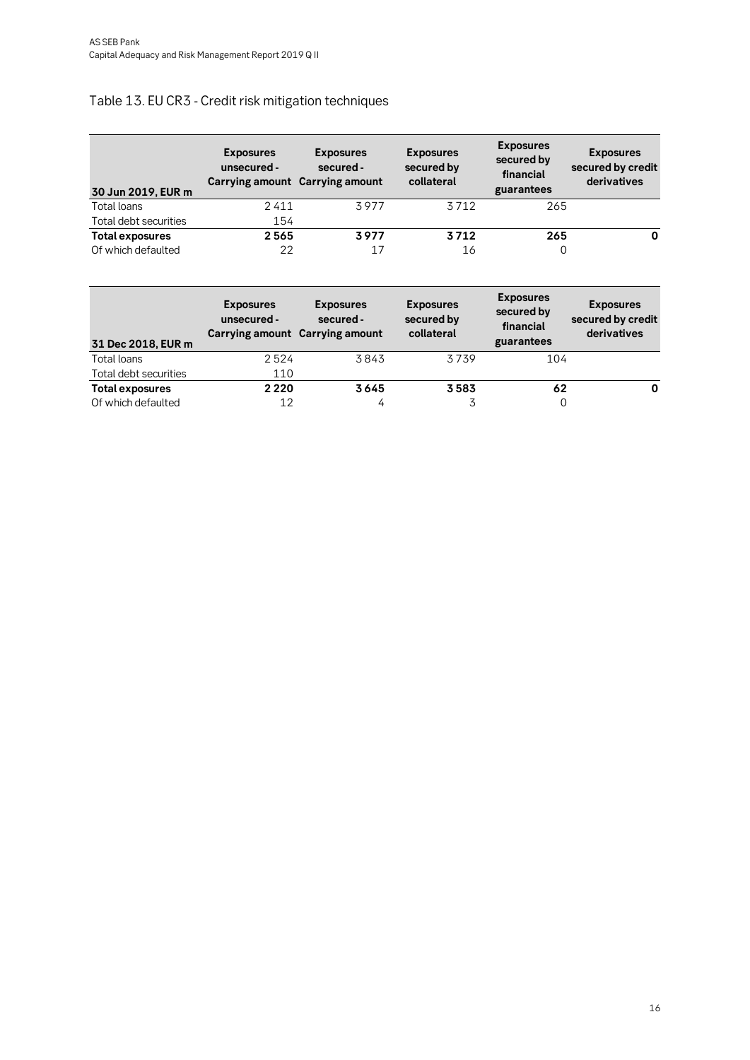## Table 13. EU CR3 - Credit risk mitigation techniques

| 30 Jun 2019, EUR m | Exposures unsecured - Carrying amount | Exposures secured - Carrying amount | Exposures secured by collateral | Exposures secured by financial guarantees | Exposures secured by credit derivatives |
|---|---|---|---|---|---|
| Total loans | 2 411 | 3 977 | 3 712 | 265 | |
| Total debt securities | 154 | | | | |
| **Total exposures** | **2 565** | **3 977** | **3 712** | **265** | **0** |
| Of which defaulted | 22 | 17 | 16 | 0 | |

| 31 Dec 2018, EUR m | Exposures unsecured - Carrying amount | Exposures secured - Carrying amount | Exposures secured by collateral | Exposures secured by financial guarantees | Exposures secured by credit derivatives |
|---|---|---|---|---|---|
| Total loans | 2 524 | 3 843 | 3 739 | 104 | |
| Total debt securities | 110 | | | | |
| **Total exposures** | **2 220** | **3 645** | **3 583** | **62** | **0** |
| Of which defaulted | 12 | 4 | 3 | 0 | |